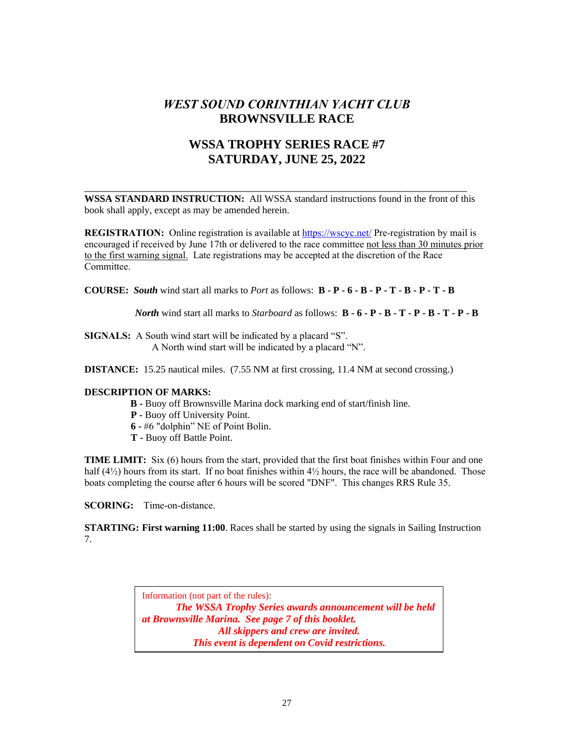# *WEST SOUND CORINTHIAN YACHT CLUB*
# BROWNSVILLE RACE

## WSSA TROPHY SERIES RACE #7
## SATURDAY, JUNE 25, 2022

---

**WSSA STANDARD INSTRUCTION:** All WSSA standard instructions found in the front of this book shall apply, except as may be amended herein.

**REGISTRATION:** Online registration is available at https://wscyc.net/ Pre-registration by mail is encouraged if received by June 17th or delivered to the race committee not less than 30 minutes prior to the first warning signal. Late registrations may be accepted at the discretion of the Race Committee.

**COURSE:** ***South*** wind start all marks to *Port* as follows: **B - P - 6 - B - P - T - B - P - T - B**

***North*** wind start all marks to *Starboard* as follows: **B - 6 - P - B - T - P - B - T - P - B**

**SIGNALS:** A South wind start will be indicated by a placard "S".
A North wind start will be indicated by a placard "N".

**DISTANCE:** 15.25 nautical miles. (7.55 NM at first crossing, 11.4 NM at second crossing.)

**DESCRIPTION OF MARKS:**

- **B -** Buoy off Brownsville Marina dock marking end of start/finish line.
- **P -** Buoy off University Point.
- **6 -** #6 "dolphin" NE of Point Bolin.
- **T -** Buoy off Battle Point.

**TIME LIMIT:** Six (6) hours from the start, provided that the first boat finishes within Four and one half (4½) hours from its start. If no boat finishes within 4½ hours, the race will be abandoned. Those boats completing the course after 6 hours will be scored "DNF". This changes RRS Rule 35.

**SCORING:** Time-on-distance.

**STARTING: First warning 11:00**. Races shall be started by using the signals in Sailing Instruction 7.

> Information (not part of the rules):
> ***The WSSA Trophy Series awards announcement will be held at Brownsville Marina. See page 7 of this booklet.***
> ***All skippers and crew are invited.***
> ***This event is dependent on Covid restrictions.***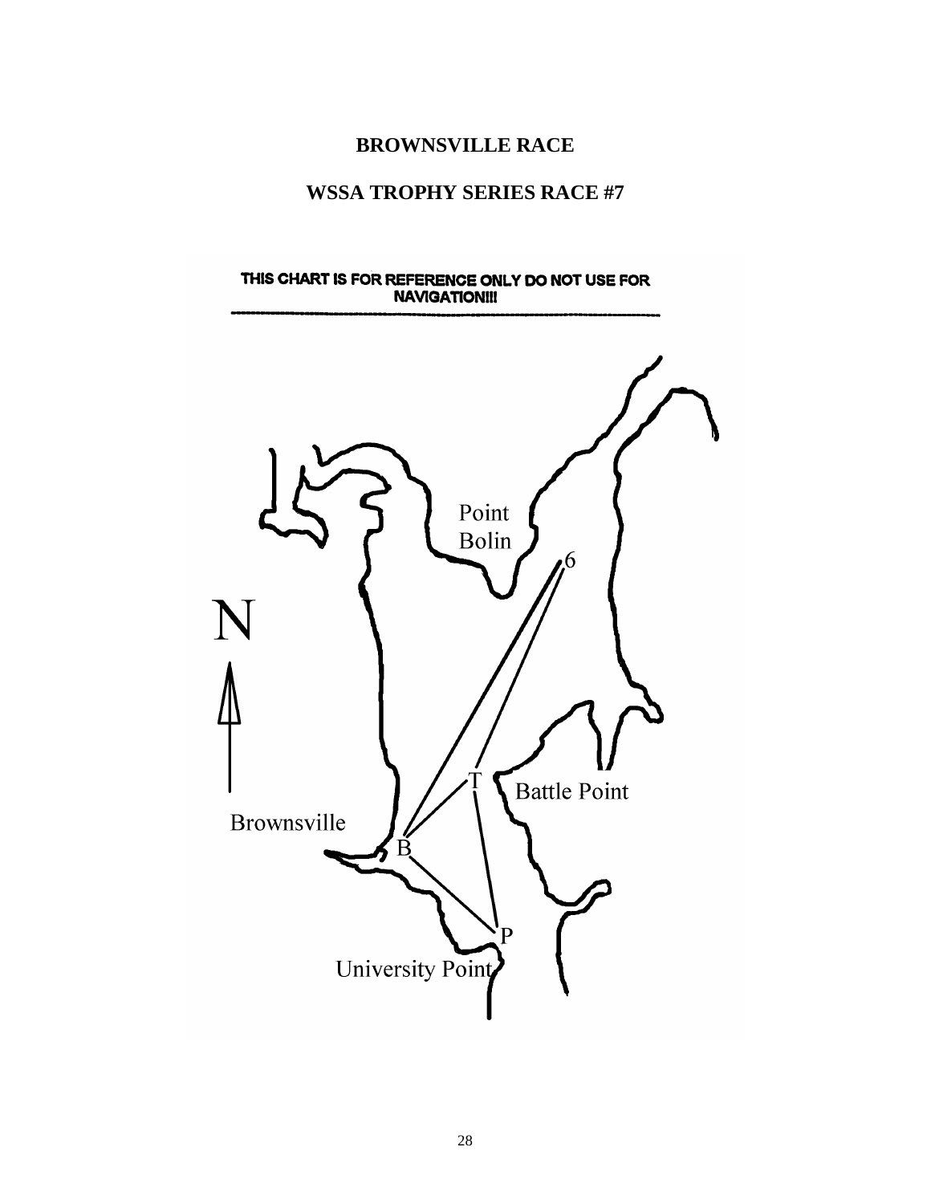# BROWNSVILLE RACE

## WSSA TROPHY SERIES RACE #7

THIS CHART IS FOR REFERENCE ONLY DO NOT USE FOR NAVIGATION!!!

N

Point Bolin

6

T

Battle Point

Brownsville

B

P

University Point